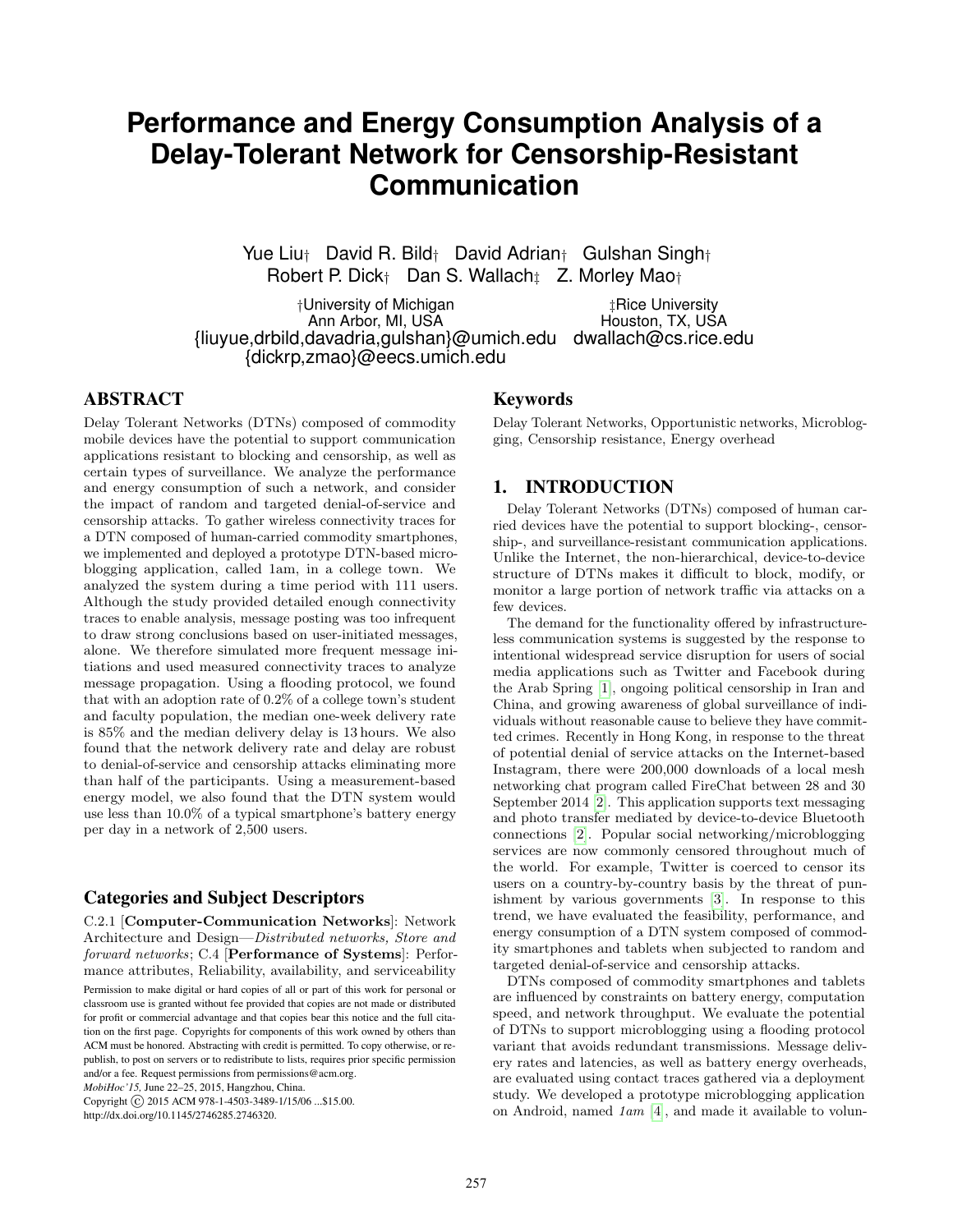# Performance and Energy Consumption Analysis of a Delay-Tolerant Network for Censorship-Resistant Communication

Yue Liu† David R. Bild† David Adrian† Gulshan Singh†
Robert P. Dick† Dan S. Wallach‡ Z. Morley Mao†

†University of Michigan
Ann Arbor, MI, USA
{liuyue,drbild,davadria,gulshan}@umich.edu
{dickrp,zmao}@eecs.umich.edu

‡Rice University
Houston, TX, USA
dwallach@cs.rice.edu

## ABSTRACT

Delay Tolerant Networks (DTNs) composed of commodity mobile devices have the potential to support communication applications resistant to blocking and censorship, as well as certain types of surveillance. We analyze the performance and energy consumption of such a network, and consider the impact of random and targeted denial-of-service and censorship attacks. To gather wireless connectivity traces for a DTN composed of human-carried commodity smartphones, we implemented and deployed a prototype DTN-based microblogging application, called 1am, in a college town. We analyzed the system during a time period with 111 users. Although the study provided detailed enough connectivity traces to enable analysis, message posting was too infrequent to draw strong conclusions based on user-initiated messages, alone. We therefore simulated more frequent message initiations and used measured connectivity traces to analyze message propagation. Using a flooding protocol, we found that with an adoption rate of 0.2% of a college town's student and faculty population, the median one-week delivery rate is 85% and the median delivery delay is 13 hours. We also found that the network delivery rate and delay are robust to denial-of-service and censorship attacks eliminating more than half of the participants. Using a measurement-based energy model, we also found that the DTN system would use less than 10.0% of a typical smartphone's battery energy per day in a network of 2,500 users.

### Categories and Subject Descriptors

C.2.1 [**Computer-Communication Networks**]: Network Architecture and Design—*Distributed networks, Store and forward networks*; C.4 [**Performance of Systems**]: Performance attributes, Reliability, availability, and serviceability

Permission to make digital or hard copies of all or part of this work for personal or classroom use is granted without fee provided that copies are not made or distributed for profit or commercial advantage and that copies bear this notice and the full citation on the first page. Copyrights for components of this work owned by others than ACM must be honored. Abstracting with credit is permitted. To copy otherwise, or republish, to post on servers or to redistribute to lists, requires prior specific permission and/or a fee. Request permissions from permissions@acm.org.
*MobiHoc'15,* June 22–25, 2015, Hangzhou, China.
Copyright © 2015 ACM 978-1-4503-3489-1/15/06 ...$15.00.
http://dx.doi.org/10.1145/2746285.2746320.

### Keywords

Delay Tolerant Networks, Opportunistic networks, Microblogging, Censorship resistance, Energy overhead

## 1. INTRODUCTION

Delay Tolerant Networks (DTNs) composed of human carried devices have the potential to support blocking-, censorship-, and surveillance-resistant communication applications. Unlike the Internet, the non-hierarchical, device-to-device structure of DTNs makes it difficult to block, modify, or monitor a large portion of network traffic via attacks on a few devices.

The demand for the functionality offered by infrastructureless communication systems is suggested by the response to intentional widespread service disruption for users of social media applications such as Twitter and Facebook during the Arab Spring [1], ongoing political censorship in Iran and China, and growing awareness of global surveillance of individuals without reasonable cause to believe they have committed crimes. Recently in Hong Kong, in response to the threat of potential denial of service attacks on the Internet-based Instagram, there were 200,000 downloads of a local mesh networking chat program called FireChat between 28 and 30 September 2014 [2]. This application supports text messaging and photo transfer mediated by device-to-device Bluetooth connections [2]. Popular social networking/microblogging services are now commonly censored throughout much of the world. For example, Twitter is coerced to censor its users on a country-by-country basis by the threat of punishment by various governments [3]. In response to this trend, we have evaluated the feasibility, performance, and energy consumption of a DTN system composed of commodity smartphones and tablets when subjected to random and targeted denial-of-service and censorship attacks.

DTNs composed of commodity smartphones and tablets are influenced by constraints on battery energy, computation speed, and network throughput. We evaluate the potential of DTNs to support microblogging using a flooding protocol variant that avoids redundant transmissions. Message delivery rates and latencies, as well as battery energy overheads, are evaluated using contact traces gathered via a deployment study. We developed a prototype microblogging application on Android, named *1am* [4], and made it available to volun-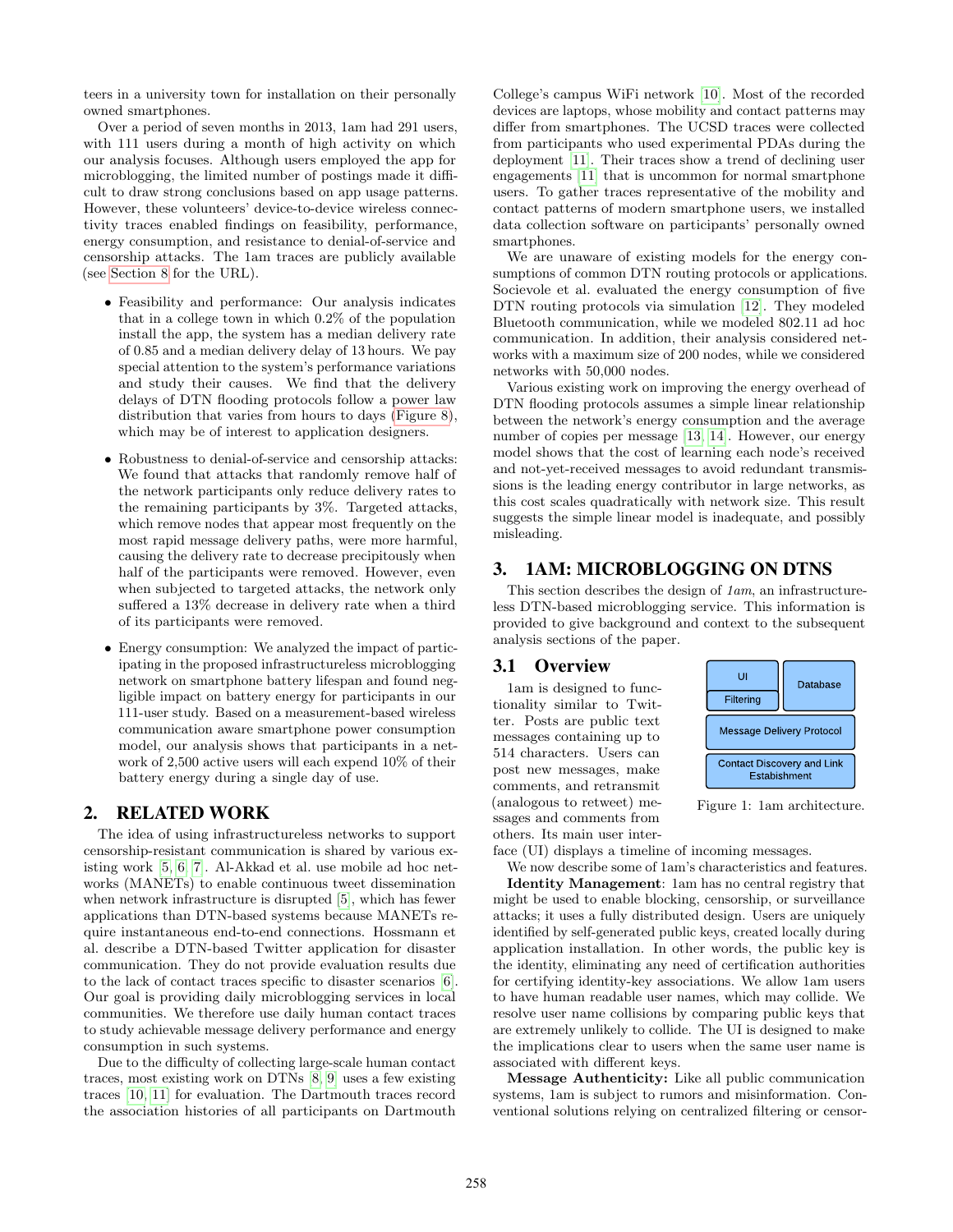teers in a university town for installation on their personally owned smartphones.

Over a period of seven months in 2013, 1am had 291 users, with 111 users during a month of high activity on which our analysis focuses. Although users employed the app for microblogging, the limited number of postings made it difficult to draw strong conclusions based on app usage patterns. However, these volunteers' device-to-device wireless connectivity traces enabled findings on feasibility, performance, energy consumption, and resistance to denial-of-service and censorship attacks. The 1am traces are publicly available (see Section 8 for the URL).

- Feasibility and performance: Our analysis indicates that in a college town in which 0.2% of the population install the app, the system has a median delivery rate of 0.85 and a median delivery delay of 13 hours. We pay special attention to the system's performance variations and study their causes. We find that the delivery delays of DTN flooding protocols follow a power law distribution that varies from hours to days (Figure 8), which may be of interest to application designers.

- Robustness to denial-of-service and censorship attacks: We found that attacks that randomly remove half of the network participants only reduce delivery rates to the remaining participants by 3%. Targeted attacks, which remove nodes that appear most frequently on the most rapid message delivery paths, were more harmful, causing the delivery rate to decrease precipitously when half of the participants were removed. However, even when subjected to targeted attacks, the network only suffered a 13% decrease in delivery rate when a third of its participants were removed.

- Energy consumption: We analyzed the impact of participating in the proposed infrastructureless microblogging network on smartphone battery lifespan and found negligible impact on battery energy for participants in our 111-user study. Based on a measurement-based wireless communication aware smartphone power consumption model, our analysis shows that participants in a network of 2,500 active users will each expend 10% of their battery energy during a single day of use.

## 2. RELATED WORK

The idea of using infrastructureless networks to support censorship-resistant communication is shared by various existing work [5, 6, 7]. Al-Akkad et al. use mobile ad hoc networks (MANETs) to enable continuous tweet dissemination when network infrastructure is disrupted [5], which has fewer applications than DTN-based systems because MANETs require instantaneous end-to-end connections. Hossmann et al. describe a DTN-based Twitter application for disaster communication. They do not provide evaluation results due to the lack of contact traces specific to disaster scenarios [6]. Our goal is providing daily microblogging services in local communities. We therefore use daily human contact traces to study achievable message delivery performance and energy consumption in such systems.

Due to the difficulty of collecting large-scale human contact traces, most existing work on DTNs [8, 9] uses a few existing traces [10, 11] for evaluation. The Dartmouth traces record the association histories of all participants on Dartmouth College's campus WiFi network [10]. Most of the recorded devices are laptops, whose mobility and contact patterns may differ from smartphones. The UCSD traces were collected from participants who used experimental PDAs during the deployment [11]. Their traces show a trend of declining user engagements [11] that is uncommon for normal smartphone users. To gather traces representative of the mobility and contact patterns of modern smartphone users, we installed data collection software on participants' personally owned smartphones.

We are unaware of existing models for the energy consumptions of common DTN routing protocols or applications. Socievole et al. evaluated the energy consumption of five DTN routing protocols via simulation [12]. They modeled Bluetooth communication, while we modeled 802.11 ad hoc communication. In addition, their analysis considered networks with a maximum size of 200 nodes, while we considered networks with 50,000 nodes.

Various existing work on improving the energy overhead of DTN flooding protocols assumes a simple linear relationship between the network's energy consumption and the average number of copies per message [13, 14]. However, our energy model shows that the cost of learning each node's received and not-yet-received messages to avoid redundant transmissions is the leading energy contributor in large networks, as this cost scales quadratically with network size. This result suggests the simple linear model is inadequate, and possibly misleading.

## 3. 1AM: MICROBLOGGING ON DTNS

This section describes the design of *1am*, an infrastructureless DTN-based microblogging service. This information is provided to give background and context to the subsequent analysis sections of the paper.

### 3.1 Overview

1am is designed to functionality similar to Twitter. Posts are public text messages containing up to 514 characters. Users can post new messages, make comments, and retransmit (analogous to retweet) messages and comments from others. Its main user interface (UI) displays a timeline of incoming messages.

| UI / Filtering | Database |
|---|---|
| Message Delivery Protocol | |
| Contact Discovery and Link Estabishment | |

Figure 1: 1am architecture.

We now describe some of 1am's characteristics and features.

**Identity Management**: 1am has no central registry that might be used to enable blocking, censorship, or surveillance attacks; it uses a fully distributed design. Users are uniquely identified by self-generated public keys, created locally during application installation. In other words, the public key is the identity, eliminating any need of certification authorities for certifying identity-key associations. We allow 1am users to have human readable user names, which may collide. We resolve user name collisions by comparing public keys that are extremely unlikely to collide. The UI is designed to make the implications clear to users when the same user name is associated with different keys.

**Message Authenticity:** Like all public communication systems, 1am is subject to rumors and misinformation. Conventional solutions relying on centralized filtering or censor-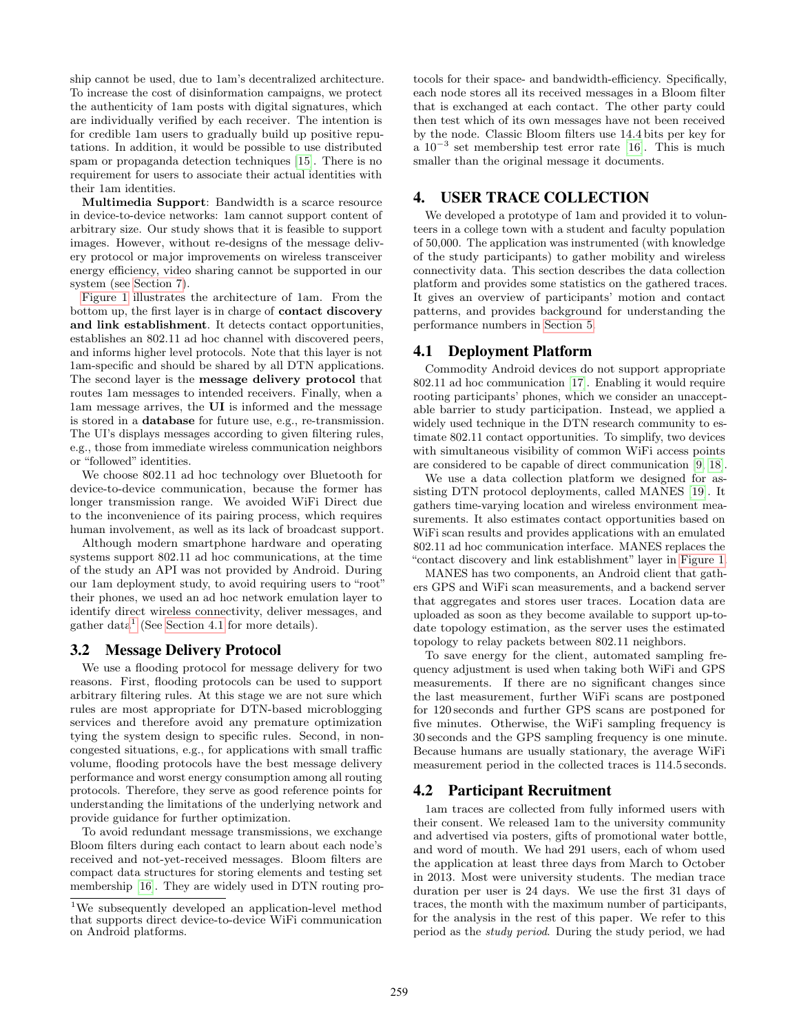ship cannot be used, due to 1am's decentralized architecture. To increase the cost of disinformation campaigns, we protect the authenticity of 1am posts with digital signatures, which are individually verified by each receiver. The intention is for credible 1am users to gradually build up positive reputations. In addition, it would be possible to use distributed spam or propaganda detection techniques [15]. There is no requirement for users to associate their actual identities with their 1am identities.

**Multimedia Support**: Bandwidth is a scarce resource in device-to-device networks: 1am cannot support content of arbitrary size. Our study shows that it is feasible to support images. However, without re-designs of the message delivery protocol or major improvements on wireless transceiver energy efficiency, video sharing cannot be supported in our system (see Section 7).

Figure 1 illustrates the architecture of 1am. From the bottom up, the first layer is in charge of **contact discovery and link establishment**. It detects contact opportunities, establishes an 802.11 ad hoc channel with discovered peers, and informs higher level protocols. Note that this layer is not 1am-specific and should be shared by all DTN applications. The second layer is the **message delivery protocol** that routes 1am messages to intended receivers. Finally, when a 1am message arrives, the **UI** is informed and the message is stored in a **database** for future use, e.g., re-transmission. The UI's displays messages according to given filtering rules, e.g., those from immediate wireless communication neighbors or "followed" identities.

We choose 802.11 ad hoc technology over Bluetooth for device-to-device communication, because the former has longer transmission range. We avoided WiFi Direct due to the inconvenience of its pairing process, which requires human involvement, as well as its lack of broadcast support.

Although modern smartphone hardware and operating systems support 802.11 ad hoc communications, at the time of the study an API was not provided by Android. During our 1am deployment study, to avoid requiring users to "root" their phones, we used an ad hoc network emulation layer to identify direct wireless connectivity, deliver messages, and gather data[1] (See Section 4.1 for more details).

## 3.2 Message Delivery Protocol

We use a flooding protocol for message delivery for two reasons. First, flooding protocols can be used to support arbitrary filtering rules. At this stage we are not sure which rules are most appropriate for DTN-based microblogging services and therefore avoid any premature optimization tying the system design to specific rules. Second, in non-congested situations, e.g., for applications with small traffic volume, flooding protocols have the best message delivery performance and worst energy consumption among all routing protocols. Therefore, they serve as good reference points for understanding the limitations of the underlying network and provide guidance for further optimization.

To avoid redundant message transmissions, we exchange Bloom filters during each contact to learn about each node's received and not-yet-received messages. Bloom filters are compact data structures for storing elements and testing set membership [16]. They are widely used in DTN routing protocols for their space- and bandwidth-efficiency. Specifically, each node stores all its received messages in a Bloom filter that is exchanged at each contact. The other party could then test which of its own messages have not been received by the node. Classic Bloom filters use 14.4 bits per key for a $10^{-3}$ set membership test error rate [16]. This is much smaller than the original message it documents.

# 4. USER TRACE COLLECTION

We developed a prototype of 1am and provided it to volunteers in a college town with a student and faculty population of 50,000. The application was instrumented (with knowledge of the study participants) to gather mobility and wireless connectivity data. This section describes the data collection platform and provides some statistics on the gathered traces. It gives an overview of participants' motion and contact patterns, and provides background for understanding the performance numbers in Section 5.

## 4.1 Deployment Platform

Commodity Android devices do not support appropriate 802.11 ad hoc communication [17]. Enabling it would require rooting participants' phones, which we consider an unacceptable barrier to study participation. Instead, we applied a widely used technique in the DTN research community to estimate 802.11 contact opportunities. To simplify, two devices with simultaneous visibility of common WiFi access points are considered to be capable of direct communication [9, 18].

We use a data collection platform we designed for assisting DTN protocol deployments, called MANES [19]. It gathers time-varying location and wireless environment measurements. It also estimates contact opportunities based on WiFi scan results and provides applications with an emulated 802.11 ad hoc communication interface. MANES replaces the "contact discovery and link establishment" layer in Figure 1.

MANES has two components, an Android client that gathers GPS and WiFi scan measurements, and a backend server that aggregates and stores user traces. Location data are uploaded as soon as they become available to support up-to-date topology estimation, as the server uses the estimated topology to relay packets between 802.11 neighbors.

To save energy for the client, automated sampling frequency adjustment is used when taking both WiFi and GPS measurements. If there are no significant changes since the last measurement, further WiFi scans are postponed for 120 seconds and further GPS scans are postponed for five minutes. Otherwise, the WiFi sampling frequency is 30 seconds and the GPS sampling frequency is one minute. Because humans are usually stationary, the average WiFi measurement period in the collected traces is 114.5 seconds.

## 4.2 Participant Recruitment

1am traces are collected from fully informed users with their consent. We released 1am to the university community and advertised via posters, gifts of promotional water bottle, and word of mouth. We had 291 users, each of whom used the application at least three days from March to October in 2013. Most were university students. The median trace duration per user is 24 days. We use the first 31 days of traces, the month with the maximum number of participants, for the analysis in the rest of this paper. We refer to this period as the *study period*. During the study period, we had

[1] We subsequently developed an application-level method that supports direct device-to-device WiFi communication on Android platforms.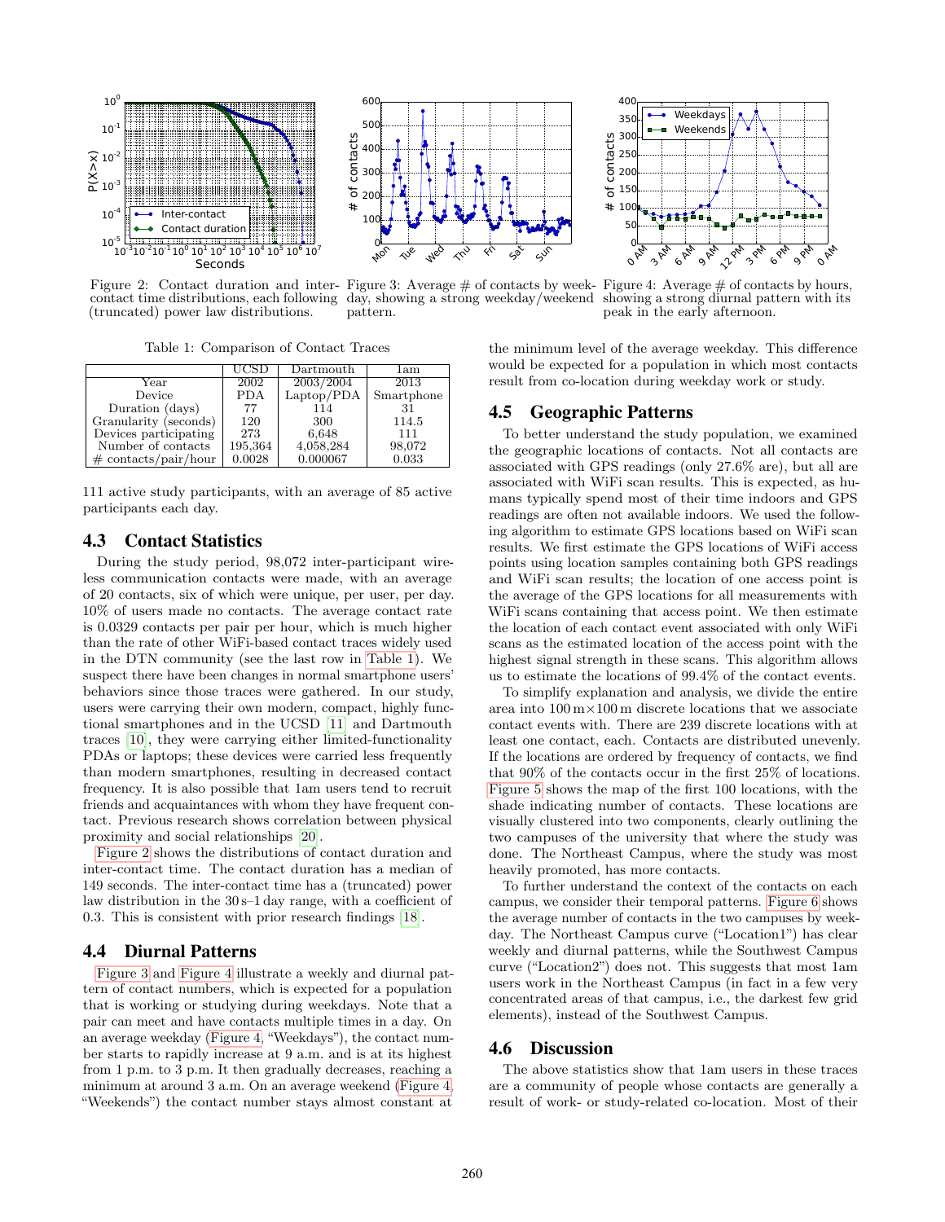Figure 2: Contact duration and inter-contact time distributions, each following (truncated) power law distributions.

Figure 3: Average # of contacts by weekday, showing a strong weekday/weekend pattern.

Figure 4: Average # of contacts by hours, showing a strong diurnal pattern with its peak in the early afternoon.

Table 1: Comparison of Contact Traces

| | UCSD | Dartmouth | 1am |
|---|---|---|---|
| Year | 2002 | 2003/2004 | 2013 |
| Device | PDA | Laptop/PDA | Smartphone |
| Duration (days) | 77 | 114 | 31 |
| Granularity (seconds) | 120 | 300 | 114.5 |
| Devices participating | 273 | 6,648 | 111 |
| Number of contacts | 195,364 | 4,058,284 | 98,072 |
| # contacts/pair/hour | 0.0028 | 0.000067 | 0.033 |

111 active study participants, with an average of 85 active participants each day.

### 4.3 Contact Statistics

During the study period, 98,072 inter-participant wireless communication contacts were made, with an average of 20 contacts, six of which were unique, per user, per day. 10% of users made no contacts. The average contact rate is 0.0329 contacts per pair per hour, which is much higher than the rate of other WiFi-based contact traces widely used in the DTN community (see the last row in Table 1). We suspect there have been changes in normal smartphone users' behaviors since those traces were gathered. In our study, users were carrying their own modern, compact, highly functional smartphones and in the UCSD [11] and Dartmouth traces [10], they were carrying either limited-functionality PDAs or laptops; these devices were carried less frequently than modern smartphones, resulting in decreased contact frequency. It is also possible that 1am users tend to recruit friends and acquaintances with whom they have frequent contact. Previous research shows correlation between physical proximity and social relationships [20].

Figure 2 shows the distributions of contact duration and inter-contact time. The contact duration has a median of 149 seconds. The inter-contact time has a (truncated) power law distribution in the 30 s–1 day range, with a coefficient of 0.3. This is consistent with prior research findings [18].

### 4.4 Diurnal Patterns

Figure 3 and Figure 4 illustrate a weekly and diurnal pattern of contact numbers, which is expected for a population that is working or studying during weekdays. Note that a pair can meet and have contacts multiple times in a day. On an average weekday (Figure 4, "Weekdays"), the contact number starts to rapidly increase at 9 a.m. and is at its highest from 1 p.m. to 3 p.m. It then gradually decreases, reaching a minimum at around 3 a.m. On an average weekend (Figure 4, "Weekends") the contact number stays almost constant at the minimum level of the average weekday. This difference would be expected for a population in which most contacts result from co-location during weekday work or study.

### 4.5 Geographic Patterns

To better understand the study population, we examined the geographic locations of contacts. Not all contacts are associated with GPS readings (only 27.6% are), but all are associated with WiFi scan results. This is expected, as humans typically spend most of their time indoors and GPS readings are often not available indoors. We used the following algorithm to estimate GPS locations based on WiFi scan results. We first estimate the GPS locations of WiFi access points using location samples containing both GPS readings and WiFi scan results; the location of one access point is the average of the GPS locations for all measurements with WiFi scans containing that access point. We then estimate the location of each contact event associated with only WiFi scans as the estimated location of the access point with the highest signal strength in these scans. This algorithm allows us to estimate the locations of 99.4% of the contact events.

To simplify explanation and analysis, we divide the entire area into 100 m×100 m discrete locations that we associate contact events with. There are 239 discrete locations with at least one contact, each. Contacts are distributed unevenly. If the locations are ordered by frequency of contacts, we find that 90% of the contacts occur in the first 25% of locations. Figure 5 shows the map of the first 100 locations, with the shade indicating number of contacts. These locations are visually clustered into two components, clearly outlining the two campuses of the university that where the study was done. The Northeast Campus, where the study was most heavily promoted, has more contacts.

To further understand the context of the contacts on each campus, we consider their temporal patterns. Figure 6 shows the average number of contacts in the two campuses by weekday. The Northeast Campus curve ("Location1") has clear weekly and diurnal patterns, while the Southwest Campus curve ("Location2") does not. This suggests that most 1am users work in the Northeast Campus (in fact in a few very concentrated areas of that campus, i.e., the darkest few grid elements), instead of the Southwest Campus.

### 4.6 Discussion

The above statistics show that 1am users in these traces are a community of people whose contacts are generally a result of work- or study-related co-location. Most of their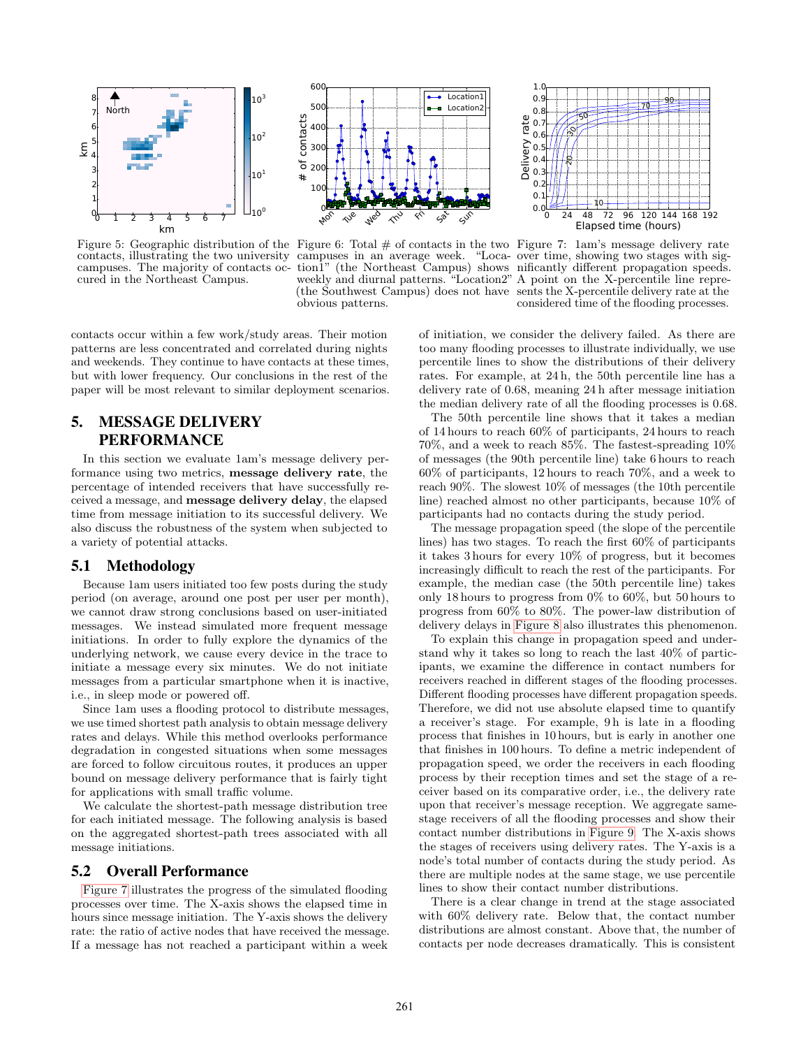Figure 5: Geographic distribution of the contacts, illustrating the two university campuses. The majority of contacts occurred in the Northeast Campus.

Figure 6: Total # of contacts in the two campuses in an average week. "Location1" (the Northeast Campus) shows weekly and diurnal patterns. "Location2" (the Southwest Campus) does not have obvious patterns.

Figure 7: 1am's message delivery rate over time, showing two stages with significantly different propagation speeds. A point on the X-percentile line represents the X-percentile delivery rate at the considered time of the flooding processes.

contacts occur within a few work/study areas. Their motion patterns are less concentrated and correlated during nights and weekends. They continue to have contacts at these times, but with lower frequency. Our conclusions in the rest of the paper will be most relevant to similar deployment scenarios.

## 5. MESSAGE DELIVERY PERFORMANCE

In this section we evaluate 1am's message delivery performance using two metrics, **message delivery rate**, the percentage of intended receivers that have successfully received a message, and **message delivery delay**, the elapsed time from message initiation to its successful delivery. We also discuss the robustness of the system when subjected to a variety of potential attacks.

### 5.1 Methodology

Because 1am users initiated too few posts during the study period (on average, around one post per user per month), we cannot draw strong conclusions based on user-initiated messages. We instead simulated more frequent message initiations. In order to fully explore the dynamics of the underlying network, we cause every device in the trace to initiate a message every six minutes. We do not initiate messages from a particular smartphone when it is inactive, i.e., in sleep mode or powered off.

Since 1am uses a flooding protocol to distribute messages, we use timed shortest path analysis to obtain message delivery rates and delays. While this method overlooks performance degradation in congested situations when some messages are forced to follow circuitous routes, it produces an upper bound on message delivery performance that is fairly tight for applications with small traffic volume.

We calculate the shortest-path message distribution tree for each initiated message. The following analysis is based on the aggregated shortest-path trees associated with all message initiations.

### 5.2 Overall Performance

Figure 7 illustrates the progress of the simulated flooding processes over time. The X-axis shows the elapsed time in hours since message initiation. The Y-axis shows the delivery rate: the ratio of active nodes that have received the message. If a message has not reached a participant within a week of initiation, we consider the delivery failed. As there are too many flooding processes to illustrate individually, we use percentile lines to show the distributions of their delivery rates. For example, at 24 h, the 50th percentile line has a delivery rate of 0.68, meaning 24 h after message initiation the median delivery rate of all the flooding processes is 0.68.

The 50th percentile line shows that it takes a median of 14 hours to reach 60% of participants, 24 hours to reach 70%, and a week to reach 85%. The fastest-spreading 10% of messages (the 90th percentile line) take 6 hours to reach 60% of participants, 12 hours to reach 70%, and a week to reach 90%. The slowest 10% of messages (the 10th percentile line) reached almost no other participants, because 10% of participants had no contacts during the study period.

The message propagation speed (the slope of the percentile lines) has two stages. To reach the first 60% of participants it takes 3 hours for every 10% of progress, but it becomes increasingly difficult to reach the rest of the participants. For example, the median case (the 50th percentile line) takes only 18 hours to progress from 0% to 60%, but 50 hours to progress from 60% to 80%. The power-law distribution of delivery delays in Figure 8 also illustrates this phenomenon.

To explain this change in propagation speed and understand why it takes so long to reach the last 40% of participants, we examine the difference in contact numbers for receivers reached in different stages of the flooding processes. Different flooding processes have different propagation speeds. Therefore, we did not use absolute elapsed time to quantify a receiver's stage. For example, 9 h is late in a flooding process that finishes in 10 hours, but is early in another one that finishes in 100 hours. To define a metric independent of propagation speed, we order the receivers in each flooding process by their reception times and set the stage of a receiver based on its comparative order, i.e., the delivery rate upon that receiver's message reception. We aggregate same-stage receivers of all the flooding processes and show their contact number distributions in Figure 9. The X-axis shows the stages of receivers using delivery rates. The Y-axis is a node's total number of contacts during the study period. As there are multiple nodes at the same stage, we use percentile lines to show their contact number distributions.

There is a clear change in trend at the stage associated with 60% delivery rate. Below that, the contact number distributions are almost constant. Above that, the number of contacts per node decreases dramatically. This is consistent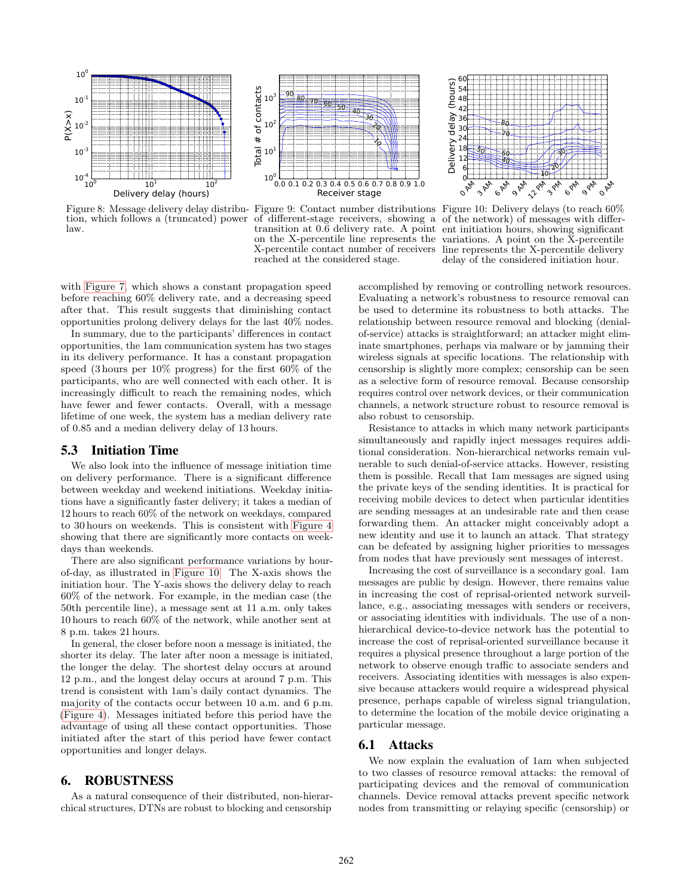Figure 8: Message delivery delay distribution, which follows a (truncated) power law.

Figure 9: Contact number distributions of different-stage receivers, showing a transition at 0.6 delivery rate. A point on the X-percentile line represents the X-percentile contact number of receivers reached at the considered stage.

Figure 10: Delivery delays (to reach 60% of the network) of messages with different initiation hours, showing significant variations. A point on the X-percentile line represents the X-percentile delivery delay of the considered initiation hour.

with Figure 7, which shows a constant propagation speed before reaching 60% delivery rate, and a decreasing speed after that. This result suggests that diminishing contact opportunities prolong delivery delays for the last 40% nodes.

In summary, due to the participants' differences in contact opportunities, the 1am communication system has two stages in its delivery performance. It has a constant propagation speed (3 hours per 10% progress) for the first 60% of the participants, who are well connected with each other. It is increasingly difficult to reach the remaining nodes, which have fewer and fewer contacts. Overall, with a message lifetime of one week, the system has a median delivery rate of 0.85 and a median delivery delay of 13 hours.

## 5.3 Initiation Time

We also look into the influence of message initiation time on delivery performance. There is a significant difference between weekday and weekend initiations. Weekday initiations have a significantly faster delivery; it takes a median of 12 hours to reach 60% of the network on weekdays, compared to 30 hours on weekends. This is consistent with Figure 4 showing that there are significantly more contacts on weekdays than weekends.

There are also significant performance variations by hour-of-day, as illustrated in Figure 10. The X-axis shows the initiation hour. The Y-axis shows the delivery delay to reach 60% of the network. For example, in the median case (the 50th percentile line), a message sent at 11 a.m. only takes 10 hours to reach 60% of the network, while another sent at 8 p.m. takes 21 hours.

In general, the closer before noon a message is initiated, the shorter its delay. The later after noon a message is initiated, the longer the delay. The shortest delay occurs at around 12 p.m., and the longest delay occurs at around 7 p.m. This trend is consistent with 1am's daily contact dynamics. The majority of the contacts occur between 10 a.m. and 6 p.m. (Figure 4). Messages initiated before this period have the advantage of using all these contact opportunities. Those initiated after the start of this period have fewer contact opportunities and longer delays.

# 6. ROBUSTNESS

As a natural consequence of their distributed, non-hierarchical structures, DTNs are robust to blocking and censorship accomplished by removing or controlling network resources. Evaluating a network's robustness to resource removal can be used to determine its robustness to both attacks. The relationship between resource removal and blocking (denial-of-service) attacks is straightforward; an attacker might eliminate smartphones, perhaps via malware or by jamming their wireless signals at specific locations. The relationship with censorship is slightly more complex; censorship can be seen as a selective form of resource removal. Because censorship requires control over network devices, or their communication channels, a network structure robust to resource removal is also robust to censorship.

Resistance to attacks in which many network participants simultaneously and rapidly inject messages requires additional consideration. Non-hierarchical networks remain vulnerable to such denial-of-service attacks. However, resisting them is possible. Recall that 1am messages are signed using the private keys of the sending identities. It is practical for receiving mobile devices to detect when particular identities are sending messages at an undesirable rate and then cease forwarding them. An attacker might conceivably adopt a new identity and use it to launch an attack. That strategy can be defeated by assigning higher priorities to messages from nodes that have previously sent messages of interest.

Increasing the cost of surveillance is a secondary goal. 1am messages are public by design. However, there remains value in increasing the cost of reprisal-oriented network surveillance, e.g., associating messages with senders or receivers, or associating identities with individuals. The use of a non-hierarchical device-to-device network has the potential to increase the cost of reprisal-oriented surveillance because it requires a physical presence throughout a large portion of the network to observe enough traffic to associate senders and receivers. Associating identities with messages is also expensive because attackers would require a widespread physical presence, perhaps capable of wireless signal triangulation, to determine the location of the mobile device originating a particular message.

## 6.1 Attacks

We now explain the evaluation of 1am when subjected to two classes of resource removal attacks: the removal of participating devices and the removal of communication channels. Device removal attacks prevent specific network nodes from transmitting or relaying specific (censorship) or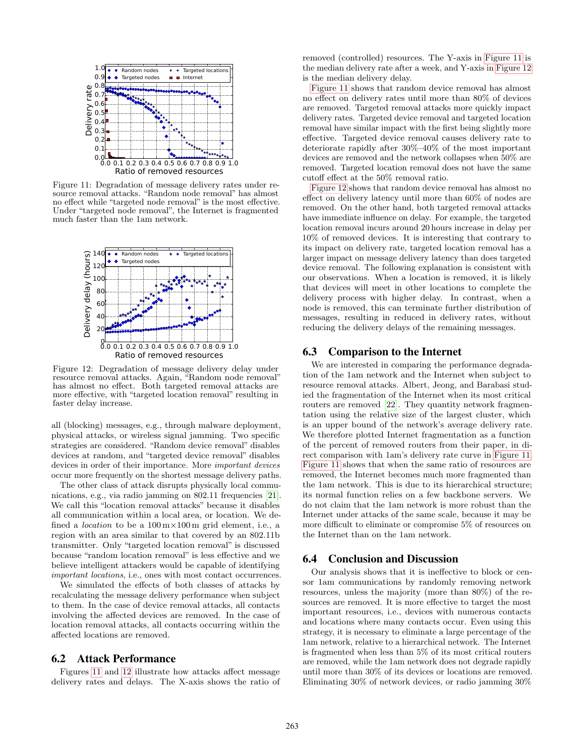Figure 11: Degradation of message delivery rates under resource removal attacks. "Random node removal" has almost no effect while "targeted node removal" is the most effective. Under "targeted node removal", the Internet is fragmented much faster than the 1am network.

Figure 12: Degradation of message delivery delay under resource removal attacks. Again, "Random node removal" has almost no effect. Both targeted removal attacks are more effective, with "targeted location removal" resulting in faster delay increase.

all (blocking) messages, e.g., through malware deployment, physical attacks, or wireless signal jamming. Two specific strategies are considered. "Random device removal" disables devices at random, and "targeted device removal" disables devices in order of their importance. More *important devices* occur more frequently on the shortest message delivery paths.

The other class of attack disrupts physically local communications, e.g., via radio jamming on 802.11 frequencies [21]. We call this "location removal attacks" because it disables all communication within a local area, or location. We defined a *location* to be a 100 m×100 m grid element, i.e., a region with an area similar to that covered by an 802.11b transmitter. Only "targeted location removal" is discussed because "random location removal" is less effective and we believe intelligent attackers would be capable of identifying *important locations*, i.e., ones with most contact occurrences.

We simulated the effects of both classes of attacks by recalculating the message delivery performance when subject to them. In the case of device removal attacks, all contacts involving the affected devices are removed. In the case of location removal attacks, all contacts occurring within the affected locations are removed.

## 6.2 Attack Performance

Figures 11 and 12 illustrate how attacks affect message delivery rates and delays. The X-axis shows the ratio of removed (controlled) resources. The Y-axis in Figure 11 is the median delivery rate after a week, and Y-axis in Figure 12 is the median delivery delay.

Figure 11 shows that random device removal has almost no effect on delivery rates until more than 80% of devices are removed. Targeted removal attacks more quickly impact delivery rates. Targeted device removal and targeted location removal have similar impact with the first being slightly more effective. Targeted device removal causes delivery rate to deteriorate rapidly after 30%–40% of the most important devices are removed and the network collapses when 50% are removed. Targeted location removal does not have the same cutoff effect at the 50% removal ratio.

Figure 12 shows that random device removal has almost no effect on delivery latency until more than 60% of nodes are removed. On the other hand, both targeted removal attacks have immediate influence on delay. For example, the targeted location removal incurs around 20 hours increase in delay per 10% of removed devices. It is interesting that contrary to its impact on delivery rate, targeted location removal has a larger impact on message delivery latency than does targeted device removal. The following explanation is consistent with our observations. When a location is removed, it is likely that devices will meet in other locations to complete the delivery process with higher delay. In contrast, when a node is removed, this can terminate further distribution of messages, resulting in reduced in delivery rates, without reducing the delivery delays of the remaining messages.

## 6.3 Comparison to the Internet

We are interested in comparing the performance degradation of the 1am network and the Internet when subject to resource removal attacks. Albert, Jeong, and Barabasi studied the fragmentation of the Internet when its most critical routers are removed [22]. They quantity network fragmentation using the relative size of the largest cluster, which is an upper bound of the network's average delivery rate. We therefore plotted Internet fragmentation as a function of the percent of removed routers from their paper, in direct comparison with 1am's delivery rate curve in Figure 11. Figure 11 shows that when the same ratio of resources are removed, the Internet becomes much more fragmented than the 1am network. This is due to its hierarchical structure; its normal function relies on a few backbone servers. We do not claim that the 1am network is more robust than the Internet under attacks of the same scale, because it may be more difficult to eliminate or compromise 5% of resources on the Internet than on the 1am network.

## 6.4 Conclusion and Discussion

Our analysis shows that it is ineffective to block or censor 1am communications by randomly removing network resources, unless the majority (more than 80%) of the resources are removed. It is more effective to target the most important resources, i.e., devices with numerous contacts and locations where many contacts occur. Even using this strategy, it is necessary to eliminate a large percentage of the 1am network, relative to a hierarchical network. The Internet is fragmented when less than 5% of its most critical routers are removed, while the 1am network does not degrade rapidly until more than 30% of its devices or locations are removed. Eliminating 30% of network devices, or radio jamming 30%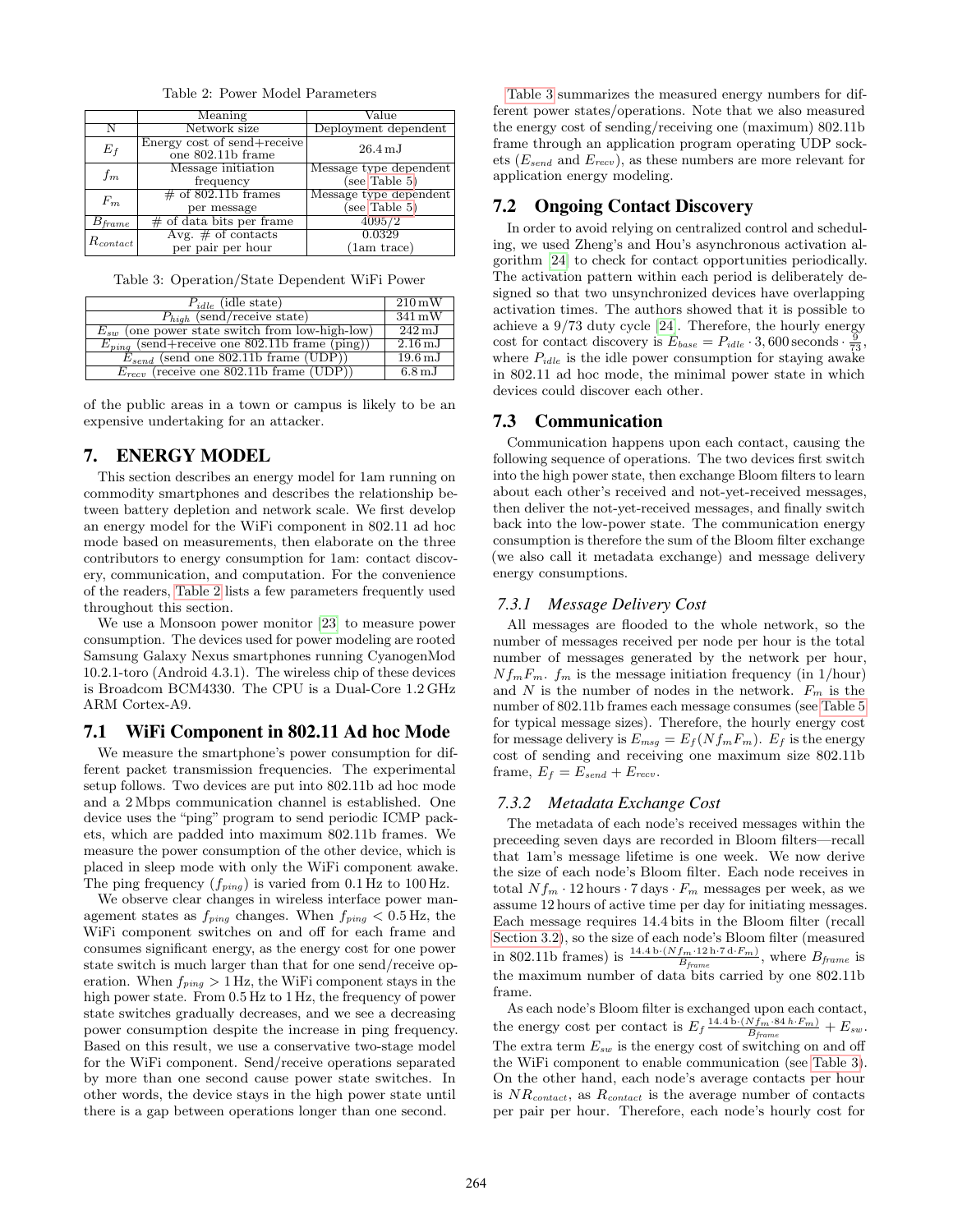Table 2: Power Model Parameters

| | Meaning | Value |
|---|---|---|
| N | Network size | Deployment dependent |
| $E_f$ | Energy cost of send+receive one 802.11b frame | 26.4 mJ |
| $f_m$ | Message initiation frequency | Message type dependent (see Table 5) |
| $F_m$ | # of 802.11b frames per message | Message type dependent (see Table 5) |
| $B_{frame}$ | # of data bits per frame | 4095/2 |
| $R_{contact}$ | Avg. # of contacts per pair per hour | 0.0329 (1am trace) |

Table 3: Operation/State Dependent WiFi Power

| | |
|---|---|
| $P_{idle}$ (idle state) | 210 mW |
| $P_{high}$ (send/receive state) | 341 mW |
| $E_{sw}$ (one power state switch from low-high-low) | 242 mJ |
| $E_{ping}$ (send+receive one 802.11b frame (ping)) | 2.16 mJ |
| $E_{send}$ (send one 802.11b frame (UDP)) | 19.6 mJ |
| $E_{recv}$ (receive one 802.11b frame (UDP)) | 6.8 mJ |

of the public areas in a town or campus is likely to be an expensive undertaking for an attacker.

## 7. ENERGY MODEL

This section describes an energy model for 1am running on commodity smartphones and describes the relationship between battery depletion and network scale. We first develop an energy model for the WiFi component in 802.11 ad hoc mode based on measurements, then elaborate on the three contributors to energy consumption for 1am: contact discovery, communication, and computation. For the convenience of the readers, Table 2 lists a few parameters frequently used throughout this section.

We use a Monsoon power monitor [23] to measure power consumption. The devices used for power modeling are rooted Samsung Galaxy Nexus smartphones running CyanogenMod 10.2.1-toro (Android 4.3.1). The wireless chip of these devices is Broadcom BCM4330. The CPU is a Dual-Core 1.2 GHz ARM Cortex-A9.

### 7.1 WiFi Component in 802.11 Ad hoc Mode

We measure the smartphone's power consumption for different packet transmission frequencies. The experimental setup follows. Two devices are put into 802.11b ad hoc mode and a 2 Mbps communication channel is established. One device uses the "ping" program to send periodic ICMP packets, which are padded into maximum 802.11b frames. We measure the power consumption of the other device, which is placed in sleep mode with only the WiFi component awake. The ping frequency ($f_{ping}$) is varied from 0.1 Hz to 100 Hz.

We observe clear changes in wireless interface power management states as $f_{ping}$ changes. When $f_{ping} < 0.5$ Hz, the WiFi component switches on and off for each frame and consumes significant energy, as the energy cost for one power state switch is much larger than that for one send/receive operation. When $f_{ping} > 1$ Hz, the WiFi component stays in the high power state. From 0.5 Hz to 1 Hz, the frequency of power state switches gradually decreases, and we see a decreasing power consumption despite the increase in ping frequency. Based on this result, we use a conservative two-stage model for the WiFi component. Send/receive operations separated by more than one second cause power state switches. In other words, the device stays in the high power state until there is a gap between operations longer than one second.

Table 3 summarizes the measured energy numbers for different power states/operations. Note that we also measured the energy cost of sending/receiving one (maximum) 802.11b frame through an application program operating UDP sockets ($E_{send}$ and $E_{recv}$), as these numbers are more relevant for application energy modeling.

### 7.2 Ongoing Contact Discovery

In order to avoid relying on centralized control and scheduling, we used Zheng's and Hou's asynchronous activation algorithm [24] to check for contact opportunities periodically. The activation pattern within each period is deliberately designed so that two unsynchronized devices have overlapping activation times. The authors showed that it is possible to achieve a 9/73 duty cycle [24]. Therefore, the hourly energy cost for contact discovery is $E_{base} = P_{idle} \cdot 3,600\,\text{seconds} \cdot \frac{9}{73}$, where $P_{idle}$ is the idle power consumption for staying awake in 802.11 ad hoc mode, the minimal power state in which devices could discover each other.

### 7.3 Communication

Communication happens upon each contact, causing the following sequence of operations. The two devices first switch into the high power state, then exchange Bloom filters to learn about each other's received and not-yet-received messages, then deliver the not-yet-received messages, and finally switch back into the low-power state. The communication energy consumption is therefore the sum of the Bloom filter exchange (we also call it metadata exchange) and message delivery energy consumptions.

#### 7.3.1 Message Delivery Cost

All messages are flooded to the whole network, so the number of messages received per node per hour is the total number of messages generated by the network per hour, $Nf_mF_m$. $f_m$ is the message initiation frequency (in 1/hour) and $N$ is the number of nodes in the network. $F_m$ is the number of 802.11b frames each message consumes (see Table 5 for typical message sizes). Therefore, the hourly energy cost for message delivery is $E_{msg} = E_f(Nf_mF_m)$. $E_f$ is the energy cost of sending and receiving one maximum size 802.11b frame, $E_f = E_{send} + E_{recv}$.

#### 7.3.2 Metadata Exchange Cost

The metadata of each node's received messages within the preceeding seven days are recorded in Bloom filters—recall that 1am's message lifetime is one week. We now derive the size of each node's Bloom filter. Each node receives in total $Nf_m \cdot 12\,\text{hours} \cdot 7\,\text{days} \cdot F_m$ messages per week, as we assume 12 hours of active time per day for initiating messages. Each message requires 14.4 bits in the Bloom filter (recall Section 3.2), so the size of each node's Bloom filter (measured in 802.11b frames) is $\frac{14.4\,\text{b} \cdot (Nf_m \cdot 12\,\text{h} \cdot 7\,\text{d} \cdot F_m)}{B_{frame}}$, where $B_{frame}$ is the maximum number of data bits carried by one 802.11b frame.

As each node's Bloom filter is exchanged upon each contact, the energy cost per contact is $E_f \frac{14.4\,\text{b} \cdot (Nf_m \cdot 84\,\text{h} \cdot F_m)}{B_{frame}} + E_{sw}$. The extra term $E_{sw}$ is the energy cost of switching on and off the WiFi component to enable communication (see Table 3). On the other hand, each node's average contacts per hour is $NR_{contact}$, as $R_{contact}$ is the average number of contacts per pair per hour. Therefore, each node's hourly cost for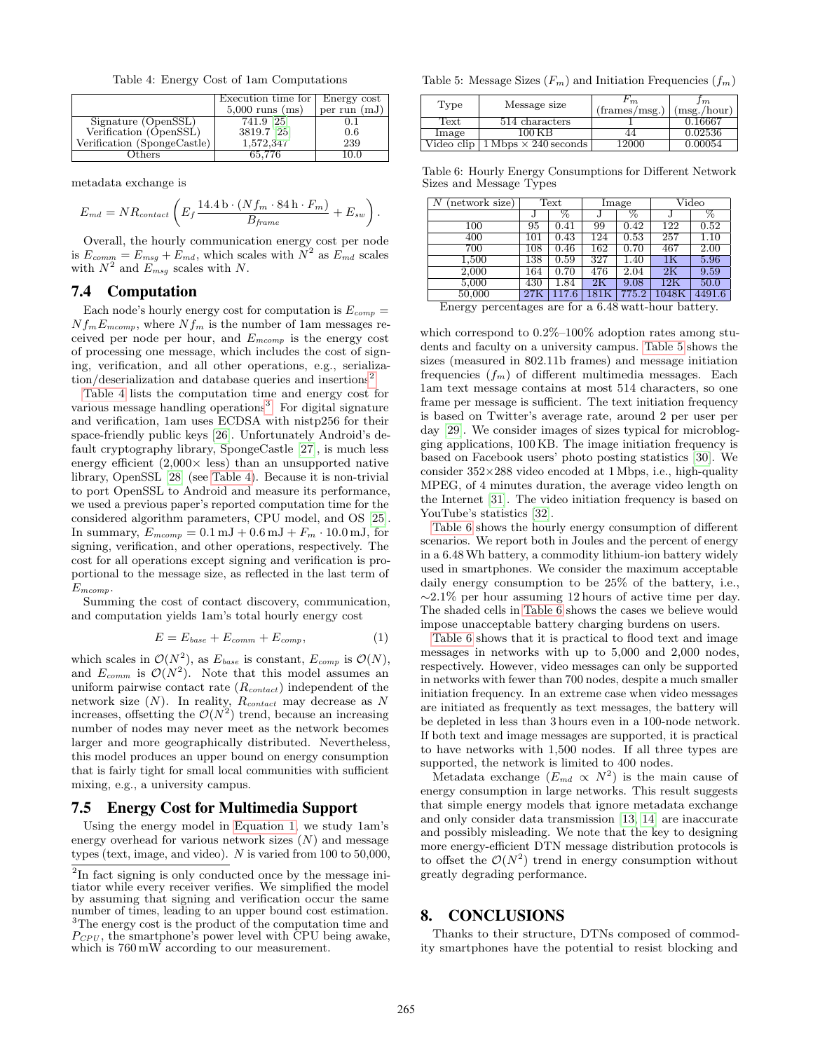Table 4: Energy Cost of 1am Computations

| | Execution time for 5,000 runs (ms) | Energy cost per run (mJ) |
|---|---|---|
| Signature (OpenSSL) | 741.9 [25] | 0.1 |
| Verification (OpenSSL) | 3819.7 [25] | 0.6 |
| Verification (SpongeCastle) | 1,572,347 | 239 |
| Others | 65,776 | 10.0 |

metadata exchange is

$$E_{md} = NR_{contact}\left(E_f \frac{14.4\,\text{b}\cdot(Nf_m \cdot 84\,\text{h}\cdot F_m)}{B_{frame}} + E_{sw}\right).$$

Overall, the hourly communication energy cost per node is $E_{comm} = E_{msg} + E_{md}$, which scales with $N^2$ as $E_{md}$ scales with $N^2$ and $E_{msg}$ scales with $N$.

### 7.4 Computation

Each node's hourly energy cost for computation is $E_{comp} = Nf_m E_{mcomp}$, where $Nf_m$ is the number of 1am messages received per node per hour, and $E_{mcomp}$ is the energy cost of processing one message, which includes the cost of signing, verification, and all other operations, e.g., serialization/deserialization and database queries and insertions[2].

Table 4 lists the computation time and energy cost for various message handling operations[3]. For digital signature and verification, 1am uses ECDSA with nistp256 for their space-friendly public keys [26]. Unfortunately Android's default cryptography library, SpongeCastle [27], is much less energy efficient (2,000× less) than an unsupported native library, OpenSSL [28] (see Table 4). Because it is non-trivial to port OpenSSL to Android and measure its performance, we used a previous paper's reported computation time for the considered algorithm parameters, CPU model, and OS [25]. In summary, $E_{mcomp} = 0.1\,\text{mJ} + 0.6\,\text{mJ} + F_m \cdot 10.0\,\text{mJ}$, for signing, verification, and other operations, respectively. The cost for all operations except signing and verification is proportional to the message size, as reflected in the last term of $E_{mcomp}$.

Summing the cost of contact discovery, communication, and computation yields 1am's total hourly energy cost

$$E = E_{base} + E_{comm} + E_{comp}, \tag{1}$$

which scales in $\mathcal{O}(N^2)$, as $E_{base}$ is constant, $E_{comp}$ is $\mathcal{O}(N)$, and $E_{comm}$ is $\mathcal{O}(N^2)$. Note that this model assumes an uniform pairwise contact rate ($R_{contact}$) independent of the network size ($N$). In reality, $R_{contact}$ may decrease as $N$ increases, offsetting the $\mathcal{O}(N^2)$ trend, because an increasing number of nodes may never meet as the network becomes larger and more geographically distributed. Nevertheless, this model produces an upper bound on energy consumption that is fairly tight for small local communities with sufficient mixing, e.g., a university campus.

### 7.5 Energy Cost for Multimedia Support

Using the energy model in Equation 1, we study 1am's energy overhead for various network sizes ($N$) and message types (text, image, and video). $N$ is varied from 100 to 50,000, which correspond to 0.2%–100% adoption rates among students and faculty on a university campus. Table 5 shows the sizes (measured in 802.11b frames) and message initiation frequencies ($f_m$) of different multimedia messages. Each 1am text message contains at most 514 characters, so one frame per message is sufficient. The text initiation frequency is based on Twitter's average rate, around 2 per user per day [29]. We consider images of sizes typical for microblogging applications, 100 KB. The image initiation frequency is based on Facebook users' photo posting statistics [30]. We consider 352×288 video encoded at 1 Mbps, i.e., high-quality MPEG, of 4 minutes duration, the average video length on the Internet [31]. The video initiation frequency is based on YouTube's statistics [32].

Table 5: Message Sizes ($F_m$) and Initiation Frequencies ($f_m$)

| Type | Message size | $F_m$ (frames/msg.) | $f_m$ (msg./hour) |
|---|---|---|---|
| Text | 514 characters | 1 | 0.16667 |
| Image | 100 KB | 44 | 0.02536 |
| Video clip | 1 Mbps × 240 seconds | 12000 | 0.00054 |

Table 6: Hourly Energy Consumptions for Different Network Sizes and Message Types

| $N$ (network size) | Text | | Image | | Video | |
|---|---|---|---|---|---|---|
| | J | % | J | % | J | % |
| 100 | 95 | 0.41 | 99 | 0.42 | 122 | 0.52 |
| 400 | 101 | 0.43 | 124 | 0.53 | 257 | 1.10 |
| 700 | 108 | 0.46 | 162 | 0.70 | 467 | 2.00 |
| 1,500 | 138 | 0.59 | 327 | 1.40 | 1K | 5.96 |
| 2,000 | 164 | 0.70 | 476 | 2.04 | 2K | 9.59 |
| 5,000 | 430 | 1.84 | 2K | 9.08 | 12K | 50.0 |
| 50,000 | 27K | 117.6 | 181K | 775.2 | 1048K | 4491.6 |

Energy percentages are for a 6.48 watt-hour battery.

Table 6 shows the hourly energy consumption of different scenarios. We report both in Joules and the percent of energy in a 6.48 Wh battery, a commodity lithium-ion battery widely used in smartphones. We consider the maximum acceptable daily energy consumption to be 25% of the battery, i.e., ∼2.1% per hour assuming 12 hours of active time per day. The shaded cells in Table 6 shows the cases we believe would impose unacceptable battery charging burdens on users.

Table 6 shows that it is practical to flood text and image messages in networks with up to 5,000 and 2,000 nodes, respectively. However, video messages can only be supported in networks with fewer than 700 nodes, despite a much smaller initiation frequency. In an extreme case when video messages are initiated as frequently as text messages, the battery will be depleted in less than 3 hours even in a 100-node network. If both text and image messages are supported, it is practical to have networks with 1,500 nodes. If all three types are supported, the network is limited to 400 nodes.

Metadata exchange ($E_{md} \propto N^2$) is the main cause of energy consumption in large networks. This result suggests that simple energy models that ignore metadata exchange and only consider data transmission [13, 14] are inaccurate and possibly misleading. We note that the key to designing more energy-efficient DTN message distribution protocols is to offset the $\mathcal{O}(N^2)$ trend in energy consumption without greatly degrading performance.

## 8. CONCLUSIONS

Thanks to their structure, DTNs composed of commodity smartphones have the potential to resist blocking and

[2] In fact signing is only conducted once by the message initiator while every receiver verifies. We simplified the model by assuming that signing and verification occur the same number of times, leading to an upper bound cost estimation.

[3] The energy cost is the product of the computation time and $P_{CPU}$, the smartphone's power level with CPU being awake, which is 760 mW according to our measurement.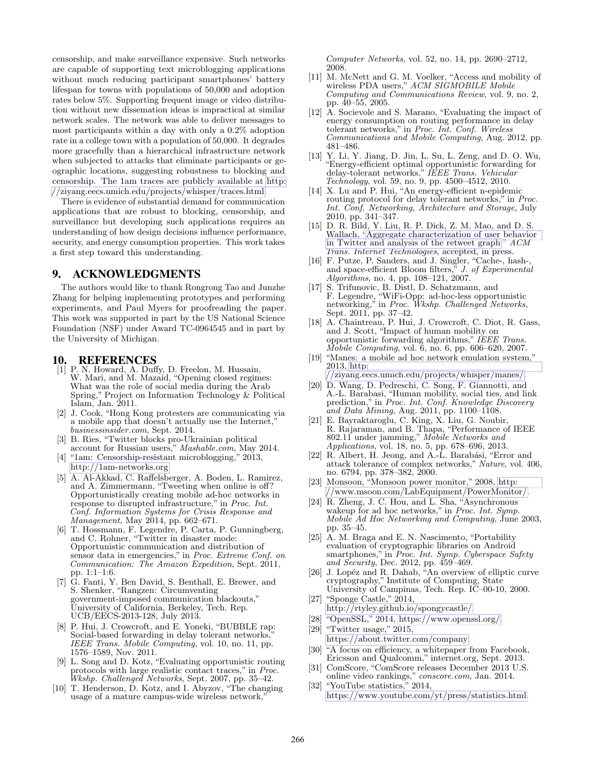censorship, and make surveillance expensive. Such networks are capable of supporting text microblogging applications without much reducing participant smartphones' battery lifespan for towns with populations of 50,000 and adoption rates below 5%. Supporting frequent image or video distribution without new dissemation ideas is impractical at similar network scales. The network was able to deliver messages to most participants within a day with only a 0.2% adoption rate in a college town with a population of 50,000. It degrades more gracefully than a hierarchical infrastructure network when subjected to attacks that eliminate participants or geographic locations, suggesting robustness to blocking and censorship. The 1am traces are publicly available at http://ziyang.eecs.umich.edu/projects/whisper/traces.html.

There is evidence of substantial demand for communication applications that are robust to blocking, censorship, and surveillance but developing such applications requires an understanding of how design decisions influence performance, security, and energy consumption properties. This work takes a first step toward this understanding.

## 9. ACKNOWLEDGMENTS

The authors would like to thank Rongrong Tao and Junzhe Zhang for helping implementing prototypes and performing experiments, and Paul Myers for proofreading the paper. This work was supported in part by the US National Science Foundation (NSF) under Award TC-0964545 and in part by the University of Michigan.

## 10. REFERENCES

[1] P. N. Howard, A. Duffy, D. Freelon, M. Hussain, W. Mari, and M. Mazaid, "Opening closed regimes: What was the role of social media during the Arab Spring," Project on Information Technology & Political Islam, Jan. 2011.

[2] J. Cook, "Hong Kong protesters are communicating via a mobile app that doesn't actually use the Internet," *businessinsider.com*, Sept. 2014.

[3] B. Ries, "Twitter blocks pro-Ukrainian political account for Russian users," *Mashable.com*, May 2014.

[4] "1am: Censorship-resistant microblogging," 2013, http://1am-networks.org.

[5] A. Al-Akkad, C. Raffelsberger, A. Boden, L. Ramirez, and A. Zimmermann, "Tweeting when online is off? Opportunistically creating mobile ad-hoc networks in response to disrupted infrastructure," in *Proc. Int. Conf. Information Systems for Crisis Response and Management*, May 2014, pp. 662–671.

[6] T. Hossmann, F. Legendre, P. Carta, P. Gunningberg, and C. Rohner, "Twitter in disaster mode: Opportunistic communication and distribution of sensor data in emergencies," in *Proc. Extreme Conf. on Communication: The Amazon Expedition*, Sept. 2011, pp. 1:1–1:6.

[7] G. Fanti, Y. Ben David, S. Benthall, E. Brewer, and S. Shenker, "Rangzen: Circumventing government-imposed communication blackouts," University of California, Berkeley, Tech. Rep. UCB/EECS-2013-128, July 2013.

[8] P. Hui, J. Crowcroft, and E. Yoneki, "BUBBLE rap: Social-based forwarding in delay tolerant networks," *IEEE Trans. Mobile Computing*, vol. 10, no. 11, pp. 1576–1589, Nov. 2011.

[9] L. Song and D. Kotz, "Evaluating opportunistic routing protocols with large realistic contact traces," in *Proc. Wkshp. Challenged Networks*, Sept. 2007, pp. 35–42.

[10] T. Henderson, D. Kotz, and I. Abyzov, "The changing usage of a mature campus-wide wireless network," *Computer Networks*, vol. 52, no. 14, pp. 2690–2712, 2008.

[11] M. McNett and G. M. Voelker, "Access and mobility of wireless PDA users," *ACM SIGMOBILE Mobile Computing and Communications Review*, vol. 9, no. 2, pp. 40–55, 2005.

[12] A. Socievole and S. Marano, "Evaluating the impact of energy consumption on routing performance in delay tolerant networks," in *Proc. Int. Conf. Wireless Communications and Mobile Computing*, Aug. 2012, pp. 481–486.

[13] Y. Li, Y. Jiang, D. Jin, L. Su, L. Zeng, and D. O. Wu, "Energy-efficient optimal opportunistic forwarding for delay-tolerant networks," *IEEE Trans. Vehicular Technology*, vol. 59, no. 9, pp. 4500–4512, 2010.

[14] X. Lu and P. Hui, "An energy-efficient n-epidemic routing protocol for delay tolerant networks," in *Proc. Int. Conf. Networking, Architecture and Storage*, July 2010, pp. 341–347.

[15] D. R. Bild, Y. Liu, R. P. Dick, Z. M. Mao, and D. S. Wallach, 'Aggregate characterization of user behavior in Twitter and analysis of the retweet graph," *ACM Trans. Internet Technologies*, accepted, in press.

[16] F. Putze, P. Sanders, and J. Singler, "Cache-, hash-, and space-efficient Bloom filters," *J. of Experimental Algorithms*, no. 4, pp. 108–121, 2007.

[17] S. Trifunovic, B. Distl, D. Schatzmann, and F. Legendre, "WiFi-Opp: ad-hoc-less opportunistic networking," in *Proc. Wkshp. Challenged Networks*, Sept. 2011, pp. 37–42.

[18] A. Chaintreau, P. Hui, J. Crowcroft, C. Diot, R. Gass, and J. Scott, "Impact of human mobility on opportunistic forwarding algorithms," *IEEE Trans. Mobile Computing*, vol. 6, no. 6, pp. 606–620, 2007.

[19] "Manes: a mobile ad hoc network emulation system," 2013, http://ziyang.eecs.umich.edu/projects/whisper/manes/.

[20] D. Wang, D. Pedreschi, C. Song, F. Giannotti, and A.-L. Barabasi, "Human mobility, social ties, and link prediction," in *Proc. Int. Conf. Knowledge Discovery and Data Mining*, Aug. 2011, pp. 1100–1108.

[21] E. Bayraktaroglu, C. King, X. Liu, G. Noubir, R. Rajaraman, and B. Thapa, "Performance of IEEE 802.11 under jamming," *Mobile Networks and Applications*, vol. 18, no. 5, pp. 678–696, 2013.

[22] R. Albert, H. Jeong, and A.-L. Barabási, "Error and attack tolerance of complex networks," *Nature*, vol. 406, no. 6794, pp. 378–382, 2000.

[23] Monsoon, "Monsoon power monitor," 2008, http://www.msoon.com/LabEquipment/PowerMonitor/.

[24] R. Zheng, J. C. Hou, and L. Sha, "Asynchronous wakeup for ad hoc networks," in *Proc. Int. Symp. Mobile Ad Hoc Networking and Computing*, June 2003, pp. 35–45.

[25] A. M. Braga and E. N. Nascimento, "Portability evaluation of cryptographic libraries on Android smartphones," in *Proc. Int. Symp. Cyberspace Safety and Security*, Dec. 2012, pp. 459–469.

[26] J. Lopéz and R. Dahab, "An overview of elliptic curve cryptography," Institute of Computing, State University of Campinas, Tech. Rep. IC–00-10, 2000.

[27] "Sponge Castle," 2014, http://rtyley.github.io/spongycastle/.

[28] "OpenSSL," 2014, https://www.openssl.org/.

[29] "Twitter usage," 2015, https://about.twitter.com/company.

[30] "A focus on efficiency, a whitepaper from Facebook, Ericsson and Qualcomm," internet.org, Sept. 2013.

[31] ComScore, "ComScore releases December 2013 U.S. online video rankings," *conscore.com*, Jan. 2014.

[32] "YouTube statistics," 2014, https://www.youtube.com/yt/press/statistics.html.